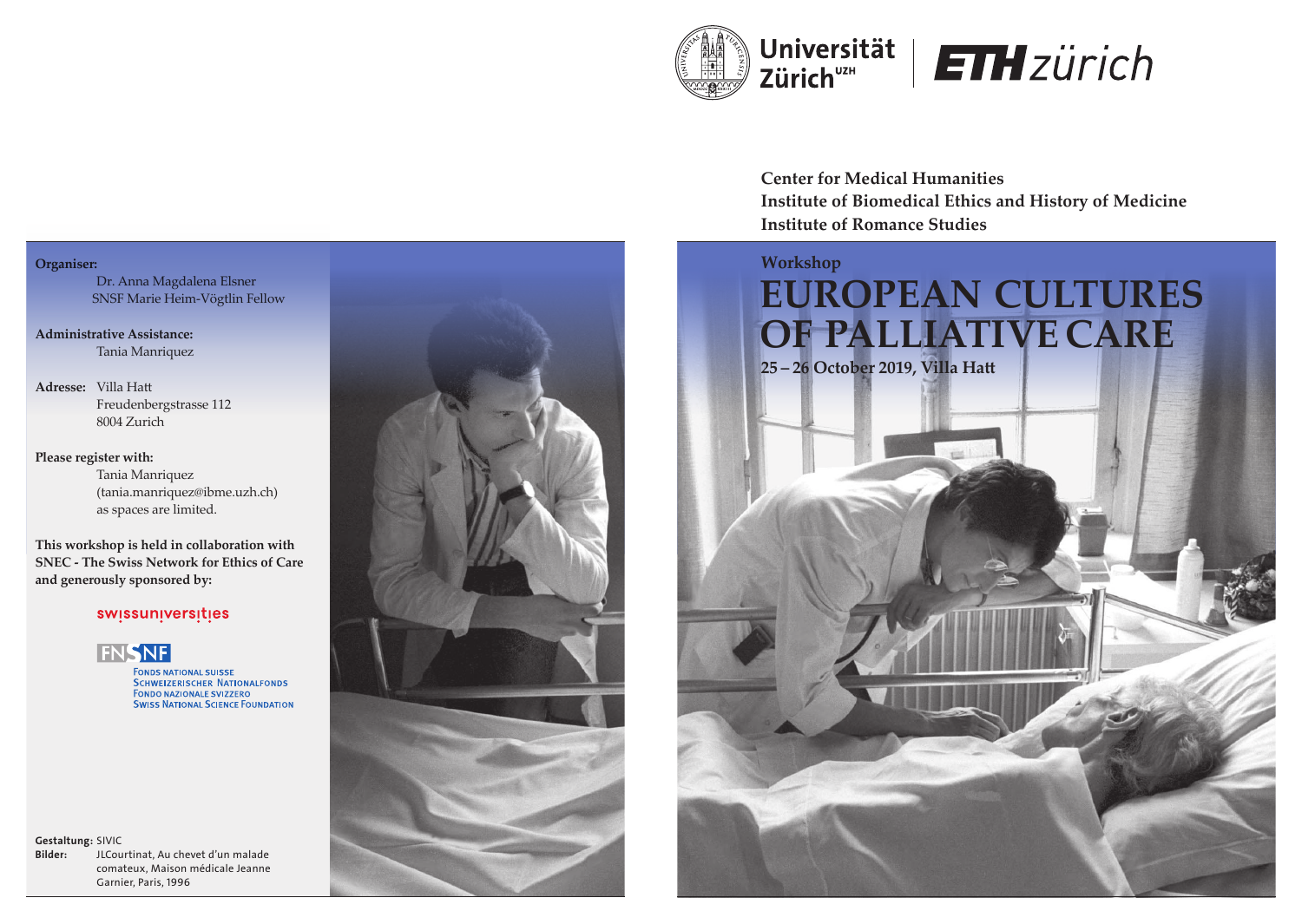Universität Zürich[UZH] | ETH zürich

**Center for Medical Humanities**
**Institute of Biomedical Ethics and History of Medicine**
**Institute of Romance Studies**

Workshop

# EUROPEAN CULTURES OF PALLIATIVE CARE

**25 – 26 October 2019, Villa Hatt**

**Organiser:**
Dr. Anna Magdalena Elsner
SNSF Marie Heim-Vögtlin Fellow

**Administrative Assistance:**
Tania Manriquez

**Adresse:** Villa Hatt
Freudenbergstrasse 112
8004 Zurich

**Please register with:**
Tania Manriquez
(tania.manriquez@ibme.uzh.ch)
as spaces are limited.

**This workshop is held in collaboration with SNEC - The Swiss Network for Ethics of Care and generously sponsored by:**

swissuniversities

FNSNF
FONDS NATIONAL SUISSE
SCHWEIZERISCHER NATIONALFONDS
FONDO NAZIONALE SVIZZERO
SWISS NATIONAL SCIENCE FOUNDATION

**Gestaltung:** SIVIC
**Bilder:** JLCourtinat, Au chevet d'un malade comateux, Maison médicale Jeanne Garnier, Paris, 1996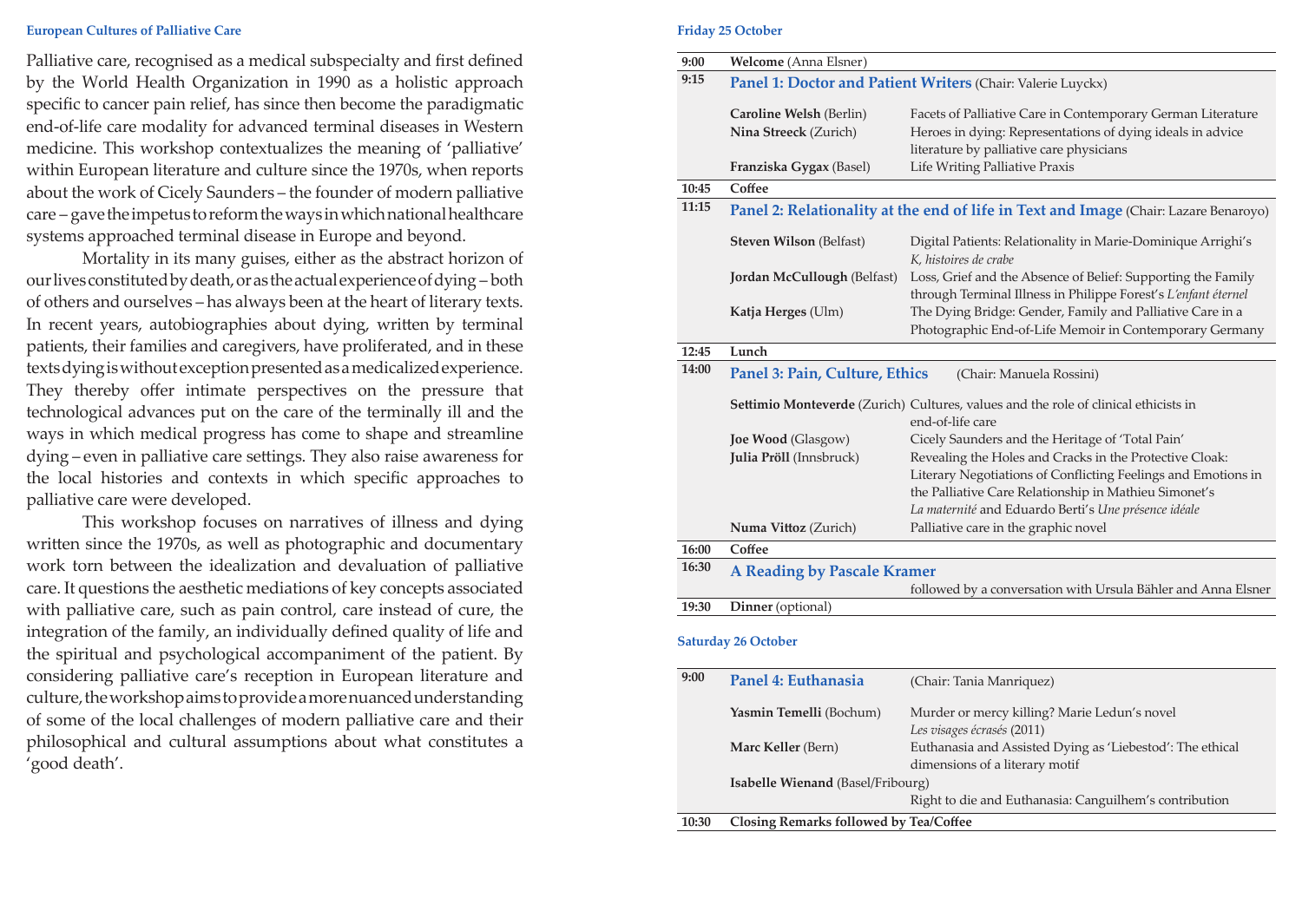### European Cultures of Palliative Care

Palliative care, recognised as a medical subspecialty and first defined by the World Health Organization in 1990 as a holistic approach specific to cancer pain relief, has since then become the paradigmatic end-of-life care modality for advanced terminal diseases in Western medicine. This workshop contextualizes the meaning of 'palliative' within European literature and culture since the 1970s, when reports about the work of Cicely Saunders – the founder of modern palliative care – gave the impetus to reform the ways in which national healthcare systems approached terminal disease in Europe and beyond.

Mortality in its many guises, either as the abstract horizon of our lives constituted by death, or as the actual experience of dying – both of others and ourselves – has always been at the heart of literary texts. In recent years, autobiographies about dying, written by terminal patients, their families and caregivers, have proliferated, and in these texts dying is without exception presented as a medicalized experience. They thereby offer intimate perspectives on the pressure that technological advances put on the care of the terminally ill and the ways in which medical progress has come to shape and streamline dying – even in palliative care settings. They also raise awareness for the local histories and contexts in which specific approaches to palliative care were developed.

This workshop focuses on narratives of illness and dying written since the 1970s, as well as photographic and documentary work torn between the idealization and devaluation of palliative care. It questions the aesthetic mediations of key concepts associated with palliative care, such as pain control, care instead of cure, the integration of the family, an individually defined quality of life and the spiritual and psychological accompaniment of the patient. By considering palliative care's reception in European literature and culture, the workshop aims to provide a more nuanced understanding of some of the local challenges of modern palliative care and their philosophical and cultural assumptions about what constitutes a 'good death'.

### Friday 25 October

| | | |
|---|---|---|
| 9:00 | **Welcome** (Anna Elsner) | |
| 9:15 | **Panel 1: Doctor and Patient Writers** (Chair: Valerie Luyckx) | |
| | **Caroline Welsh** (Berlin) | Facets of Palliative Care in Contemporary German Literature |
| | **Nina Streeck** (Zurich) | Heroes in dying: Representations of dying ideals in advice literature by palliative care physicians |
| | **Franziska Gygax** (Basel) | Life Writing Palliative Praxis |
| 10:45 | **Coffee** | |
| 11:15 | **Panel 2: Relationality at the end of life in Text and Image** (Chair: Lazare Benaroyo) | |
| | **Steven Wilson** (Belfast) | Digital Patients: Relationality in Marie-Dominique Arrighi's *K, histoires de crabe* |
| | **Jordan McCullough** (Belfast) | Loss, Grief and the Absence of Belief: Supporting the Family through Terminal Illness in Philippe Forest's *L'enfant éternel* |
| | **Katja Herges** (Ulm) | The Dying Bridge: Gender, Family and Palliative Care in a Photographic End-of-Life Memoir in Contemporary Germany |
| 12:45 | **Lunch** | |
| 14:00 | **Panel 3: Pain, Culture, Ethics** (Chair: Manuela Rossini) | |
| | **Settimio Monteverde** (Zurich) | Cultures, values and the role of clinical ethicists in end-of-life care |
| | **Joe Wood** (Glasgow) | Cicely Saunders and the Heritage of 'Total Pain' |
| | **Julia Pröll** (Innsbruck) | Revealing the Holes and Cracks in the Protective Cloak: Literary Negotiations of Conflicting Feelings and Emotions in the Palliative Care Relationship in Mathieu Simonet's *La maternité* and Eduardo Berti's *Une présence idéale* |
| | **Numa Vittoz** (Zurich) | Palliative care in the graphic novel |
| 16:00 | **Coffee** | |
| 16:30 | **A Reading by Pascale Kramer** | followed by a conversation with Ursula Bähler and Anna Elsner |
| 19:30 | **Dinner** (optional) | |

### Saturday 26 October

| | | |
|---|---|---|
| 9:00 | **Panel 4: Euthanasia** | (Chair: Tania Manriquez) |
| | **Yasmin Temelli** (Bochum) | Murder or mercy killing? Marie Ledun's novel *Les visages écrasés* (2011) |
| | **Marc Keller** (Bern) | Euthanasia and Assisted Dying as 'Liebestod': The ethical dimensions of a literary motif |
| | **Isabelle Wienand** (Basel/Fribourg) | Right to die and Euthanasia: Canguilhem's contribution |
| 10:30 | **Closing Remarks followed by Tea/Coffee** | |